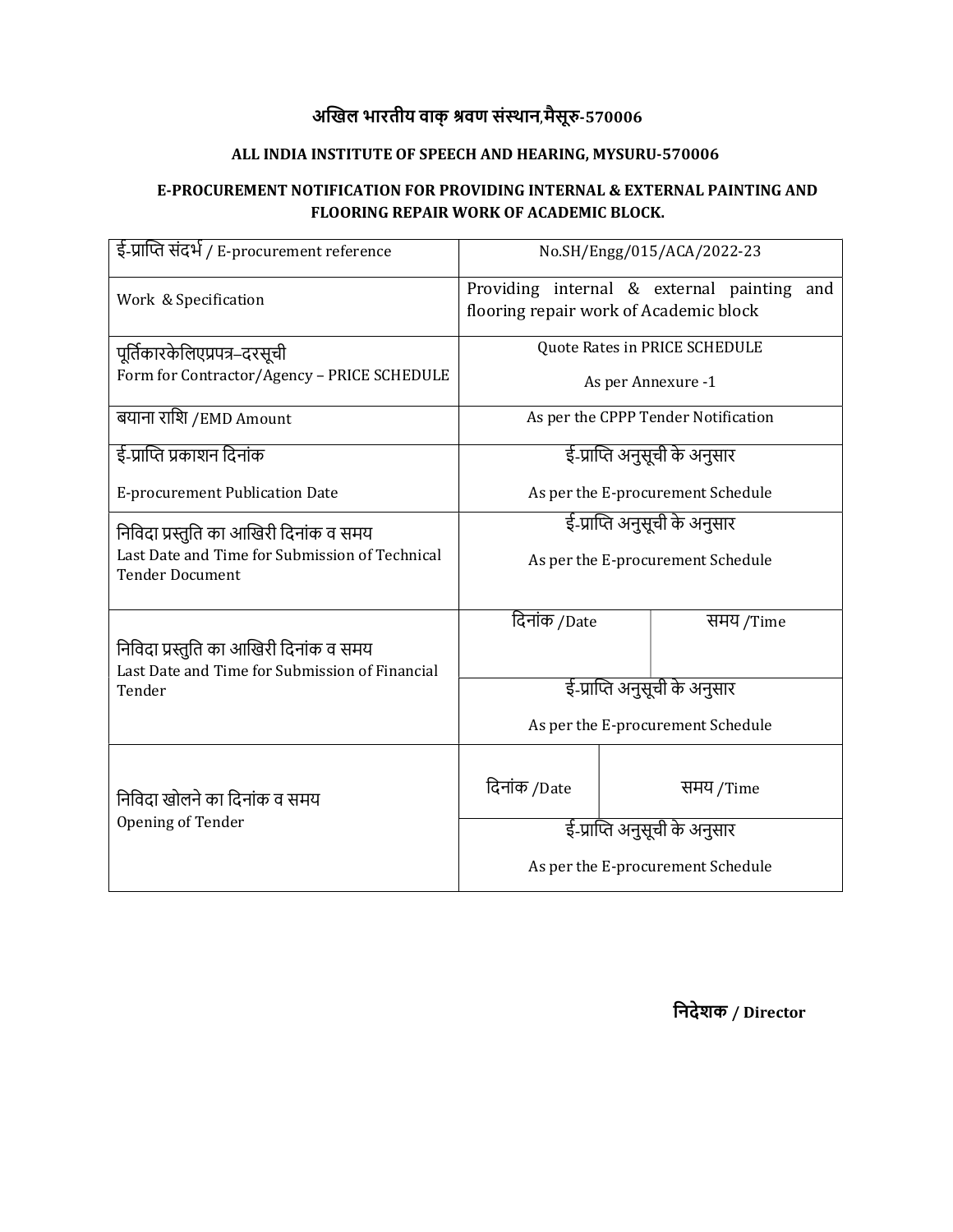# अखिल भारतीय वाक् श्रवण संस्थान,मैसूरु-570006

## ALL INDIA INSTITUTE OF SPEECH AND HEARING, MYSURU-570006

### E-PROCUREMENT NOTIFICATION FOR PROVIDING INTERNAL & EXTERNAL PAINTING AND FLOORING REPAIR WORK OF ACADEMIC BLOCK.

| | | |
|---|---|---|
| ई-प्राप्ति संदर्भ / E-procurement reference | No.SH/Engg/015/ACA/2022-23 | |
| Work & Specification | Providing internal & external painting and flooring repair work of Academic block | |
| पूर्तिकारकेलिएप्रपत्र–दरसूची<br>Form for Contractor/Agency – PRICE SCHEDULE | Quote Rates in PRICE SCHEDULE<br>As per Annexure -1 | |
| बयाना राशि /EMD Amount | As per the CPPP Tender Notification | |
| ई-प्राप्ति प्रकाशन दिनांक<br>E-procurement Publication Date | ई-प्राप्ति अनुसूची के अनुसार<br>As per the E-procurement Schedule | |
| निविदा प्रस्तुति का आखिरी दिनांक व समय<br>Last Date and Time for Submission of Technical Tender Document | ई-प्राप्ति अनुसूची के अनुसार<br>As per the E-procurement Schedule | |
| निविदा प्रस्तुति का आखिरी दिनांक व समय<br>Last Date and Time for Submission of Financial Tender | दिनांक /Date | समय /Time |
| | ई-प्राप्ति अनुसूची के अनुसार<br>As per the E-procurement Schedule | |
| निविदा खोलने का दिनांक व समय<br>Opening of Tender | दिनांक /Date | समय /Time |
| | ई-प्राप्ति अनुसूची के अनुसार<br>As per the E-procurement Schedule | |

**निदेशक / Director**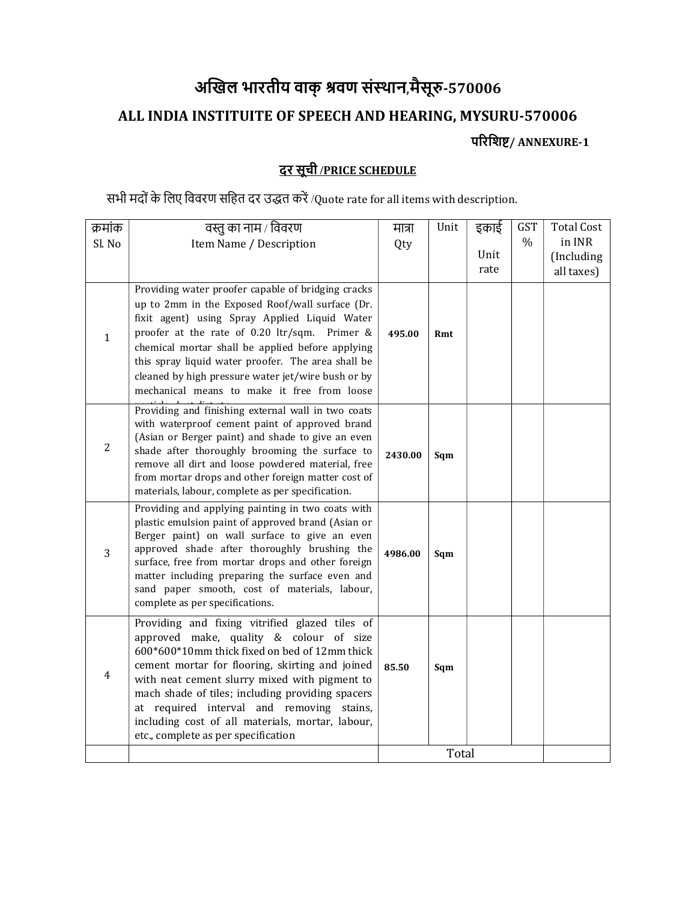# अखिल भारतीय वाक् श्रवण संस्थान,मैसूरु-570006

## ALL INDIA INSTITUITE OF SPEECH AND HEARING, MYSURU-570006

**परिशिष्ट/ ANNEXURE-1**

**दर सूची /PRICE SCHEDULE**

सभी मदों के लिए विवरण सहित दर उद्धत करें /Quote rate for all items with description.

| क्रमांक Sl. No | वस्तु का नाम / विवरण Item Name / Description | मात्रा Qty | Unit | इकाई Unit rate | GST % | Total Cost in INR (Including all taxes) |
|---|---|---|---|---|---|---|
| 1 | Providing water proofer capable of bridging cracks up to 2mm in the Exposed Roof/wall surface (Dr. fixit agent) using Spray Applied Liquid Water proofer at the rate of 0.20 ltr/sqm. Primer & chemical mortar shall be applied before applying this spray liquid water proofer. The area shall be cleaned by high pressure water jet/wire bush or by mechanical means to make it free from loose particles, dust, dirt etc. | **495.00** | **Rmt** | | | |
| 2 | Providing and finishing external wall in two coats with waterproof cement paint of approved brand (Asian or Berger paint) and shade to give an even shade after thoroughly brooming the surface to remove all dirt and loose powdered material, free from mortar drops and other foreign matter cost of materials, labour, complete as per specification. | **2430.00** | **Sqm** | | | |
| 3 | Providing and applying painting in two coats with plastic emulsion paint of approved brand (Asian or Berger paint) on wall surface to give an even approved shade after thoroughly brushing the surface, free from mortar drops and other foreign matter including preparing the surface even and sand paper smooth, cost of materials, labour, complete as per specifications. | **4986.00** | **Sqm** | | | |
| 4 | Providing and fixing vitrified glazed tiles of approved make, quality & colour of size 600*600*10mm thick fixed on bed of 12mm thick cement mortar for flooring, skirting and joined with neat cement slurry mixed with pigment to mach shade of tiles; including providing spacers at required interval and removing stains, including cost of all materials, mortar, labour, etc., complete as per specification | **85.50** | **Sqm** | | | |
| | | Total | | | | |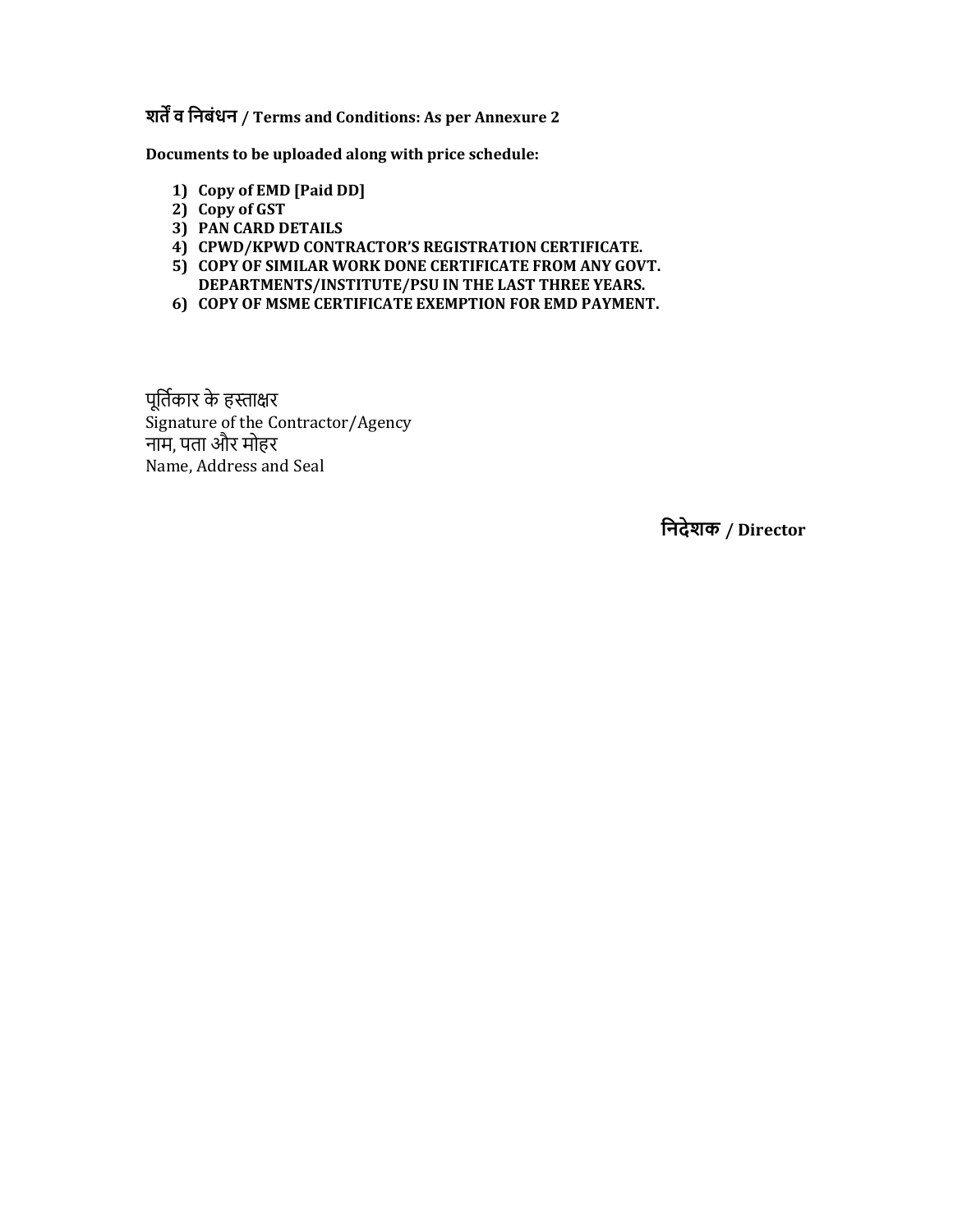**शर्तें व निबंधन / Terms and Conditions: As per Annexure 2**

**Documents to be uploaded along with price schedule:**

1) **Copy of EMD [Paid DD]**
2) **Copy of GST**
3) **PAN CARD DETAILS**
4) **CPWD/KPWD CONTRACTOR'S REGISTRATION CERTIFICATE.**
5) **COPY OF SIMILAR WORK DONE CERTIFICATE FROM ANY GOVT. DEPARTMENTS/INSTITUTE/PSU IN THE LAST THREE YEARS.**
6) **COPY OF MSME CERTIFICATE EXEMPTION FOR EMD PAYMENT.**

पूर्तिकार के हस्ताक्षर
Signature of the Contractor/Agency
नाम, पता और मोहर
Name, Address and Seal

**निदेशक / Director**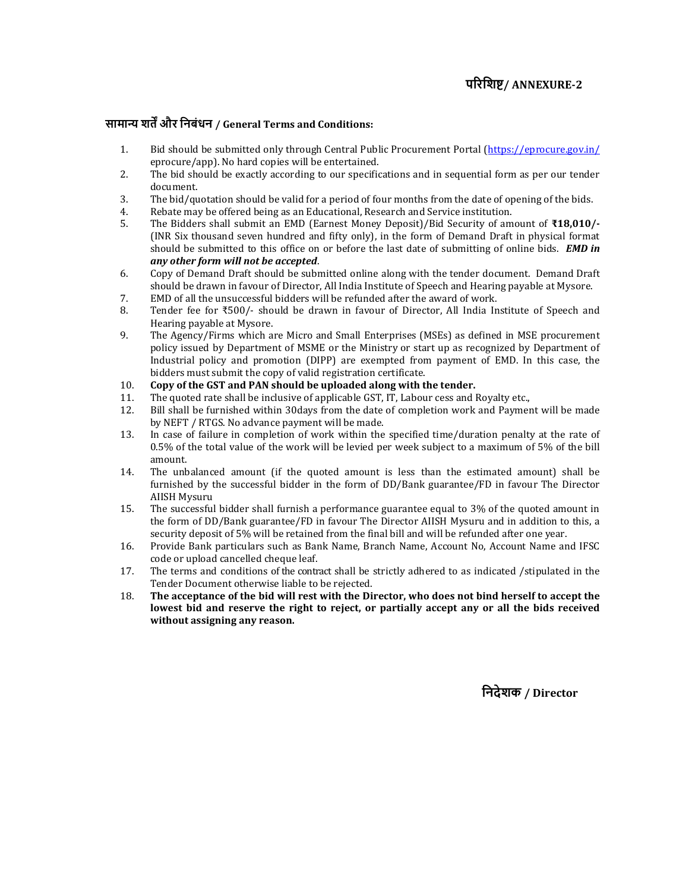**परिशिष्ट/ ANNEXURE-2**

**सामान्य शर्तें और निबंधन / General Terms and Conditions:**

1. Bid should be submitted only through Central Public Procurement Portal (https://eprocure.gov.in/eprocure/app). No hard copies will be entertained.
2. The bid should be exactly according to our specifications and in sequential form as per our tender document.
3. The bid/quotation should be valid for a period of four months from the date of opening of the bids.
4. Rebate may be offered being as an Educational, Research and Service institution.
5. The Bidders shall submit an EMD (Earnest Money Deposit)/Bid Security of amount of **₹18,010/-** (INR Six thousand seven hundred and fifty only), in the form of Demand Draft in physical format should be submitted to this office on or before the last date of submitting of online bids. ***EMD in any other form will not be accepted***.
6. Copy of Demand Draft should be submitted online along with the tender document. Demand Draft should be drawn in favour of Director, All India Institute of Speech and Hearing payable at Mysore.
7. EMD of all the unsuccessful bidders will be refunded after the award of work.
8. Tender fee for ₹500/- should be drawn in favour of Director, All India Institute of Speech and Hearing payable at Mysore.
9. The Agency/Firms which are Micro and Small Enterprises (MSEs) as defined in MSE procurement policy issued by Department of MSME or the Ministry or start up as recognized by Department of Industrial policy and promotion (DIPP) are exempted from payment of EMD. In this case, the bidders must submit the copy of valid registration certificate.
10. **Copy of the GST and PAN should be uploaded along with the tender.**
11. The quoted rate shall be inclusive of applicable GST, IT, Labour cess and Royalty etc.,
12. Bill shall be furnished within 30days from the date of completion work and Payment will be made by NEFT / RTGS. No advance payment will be made.
13. In case of failure in completion of work within the specified time/duration penalty at the rate of 0.5% of the total value of the work will be levied per week subject to a maximum of 5% of the bill amount.
14. The unbalanced amount (if the quoted amount is less than the estimated amount) shall be furnished by the successful bidder in the form of DD/Bank guarantee/FD in favour The Director AIISH Mysuru
15. The successful bidder shall furnish a performance guarantee equal to 3% of the quoted amount in the form of DD/Bank guarantee/FD in favour The Director AIISH Mysuru and in addition to this, a security deposit of 5% will be retained from the final bill and will be refunded after one year.
16. Provide Bank particulars such as Bank Name, Branch Name, Account No, Account Name and IFSC code or upload cancelled cheque leaf.
17. The terms and conditions of the contract shall be strictly adhered to as indicated /stipulated in the Tender Document otherwise liable to be rejected.
18. **The acceptance of the bid will rest with the Director, who does not bind herself to accept the lowest bid and reserve the right to reject, or partially accept any or all the bids received without assigning any reason.**

**निदेशक / Director**